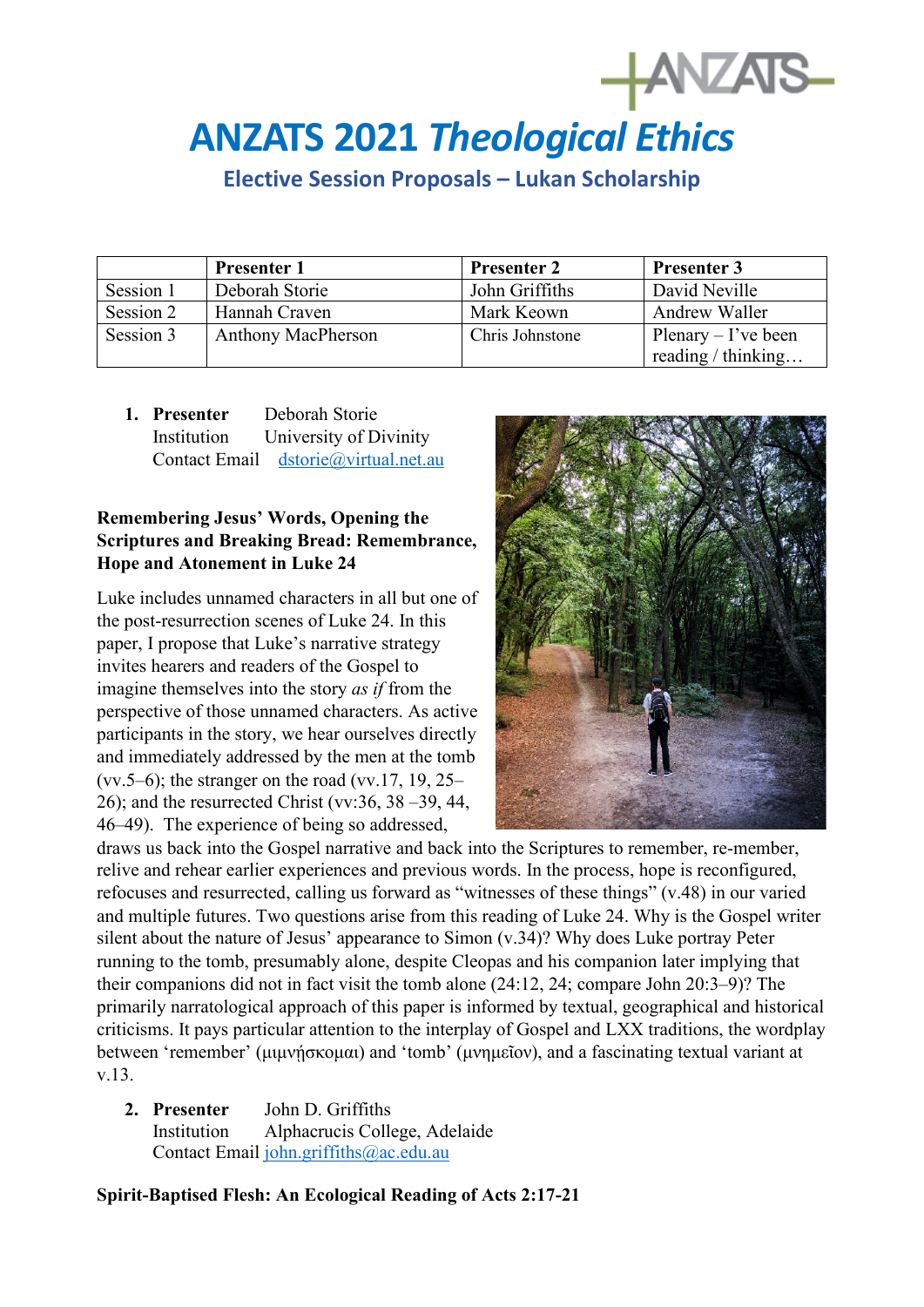# ANZATS 2021 *Theological Ethics*

## Elective Session Proposals – Lukan Scholarship

| | Presenter 1 | Presenter 2 | Presenter 3 |
|---|---|---|---|
| Session 1 | Deborah Storie | John Griffiths | David Neville |
| Session 2 | Hannah Craven | Mark Keown | Andrew Waller |
| Session 3 | Anthony MacPherson | Chris Johnstone | Plenary – I've been reading / thinking… |

1. **Presenter** Deborah Storie
   Institution University of Divinity
   Contact Email dstorie@virtual.net.au

**Remembering Jesus' Words, Opening the Scriptures and Breaking Bread: Remembrance, Hope and Atonement in Luke 24**

Luke includes unnamed characters in all but one of the post-resurrection scenes of Luke 24. In this paper, I propose that Luke's narrative strategy invites hearers and readers of the Gospel to imagine themselves into the story *as if* from the perspective of those unnamed characters. As active participants in the story, we hear ourselves directly and immediately addressed by the men at the tomb (vv.5–6); the stranger on the road (vv.17, 19, 25–26); and the resurrected Christ (vv:36, 38 –39, 44, 46–49). The experience of being so addressed, draws us back into the Gospel narrative and back into the Scriptures to remember, re-member, relive and rehear earlier experiences and previous words. In the process, hope is reconfigured, refocuses and resurrected, calling us forward as "witnesses of these things" (v.48) in our varied and multiple futures. Two questions arise from this reading of Luke 24. Why is the Gospel writer silent about the nature of Jesus' appearance to Simon (v.34)? Why does Luke portray Peter running to the tomb, presumably alone, despite Cleopas and his companion later implying that their companions did not in fact visit the tomb alone (24:12, 24; compare John 20:3–9)? The primarily narratological approach of this paper is informed by textual, geographical and historical criticisms. It pays particular attention to the interplay of Gospel and LXX traditions, the wordplay between 'remember' (μιμνήσκομαι) and 'tomb' (μνημεῖον), and a fascinating textual variant at v.13.

2. **Presenter** John D. Griffiths
   Institution Alphacrucis College, Adelaide
   Contact Email john.griffiths@ac.edu.au

**Spirit-Baptised Flesh: An Ecological Reading of Acts 2:17-21**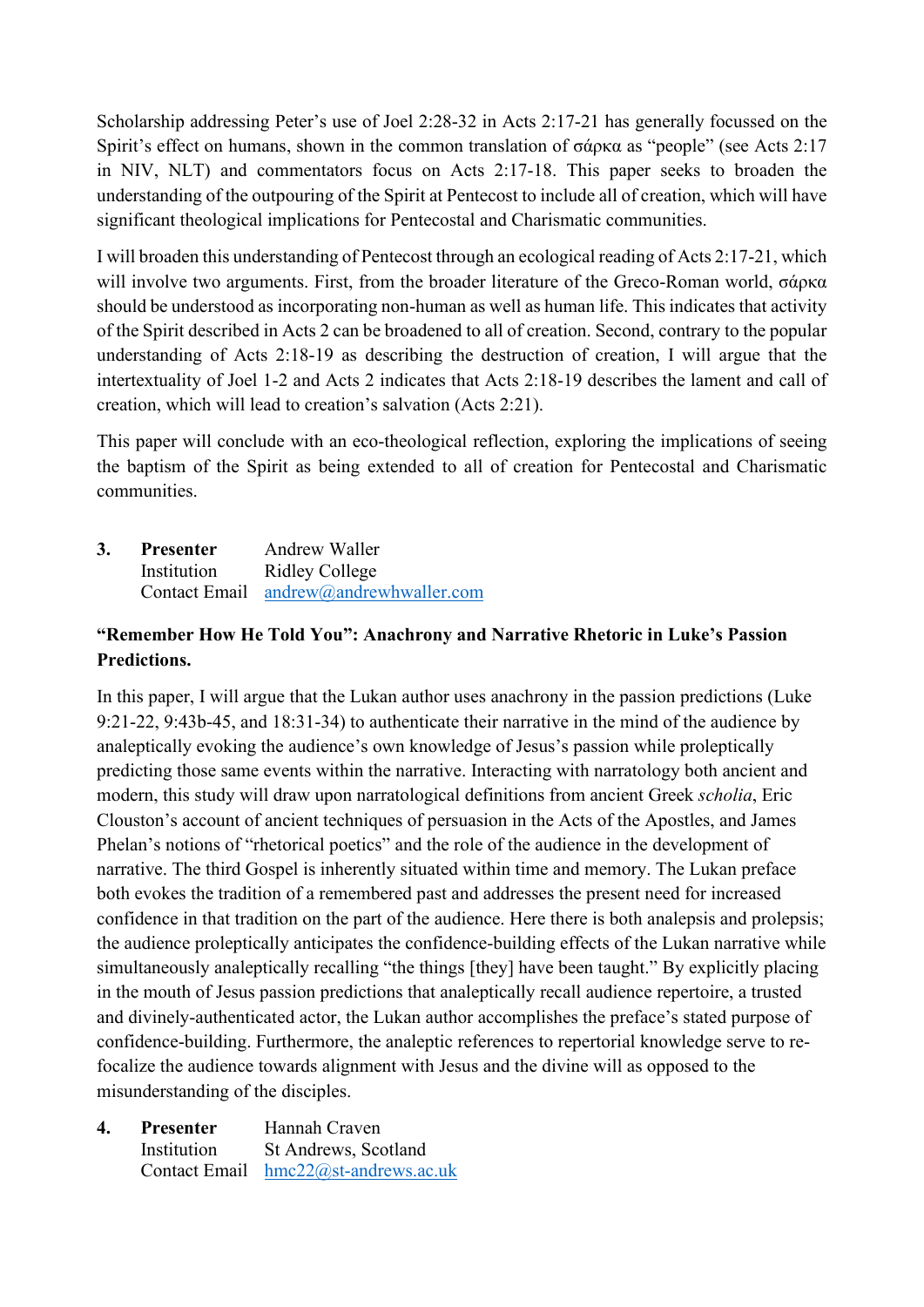Scholarship addressing Peter's use of Joel 2:28-32 in Acts 2:17-21 has generally focussed on the Spirit's effect on humans, shown in the common translation of σάρκα as "people" (see Acts 2:17 in NIV, NLT) and commentators focus on Acts 2:17-18. This paper seeks to broaden the understanding of the outpouring of the Spirit at Pentecost to include all of creation, which will have significant theological implications for Pentecostal and Charismatic communities.

I will broaden this understanding of Pentecost through an ecological reading of Acts 2:17-21, which will involve two arguments. First, from the broader literature of the Greco-Roman world, σάρκα should be understood as incorporating non-human as well as human life. This indicates that activity of the Spirit described in Acts 2 can be broadened to all of creation. Second, contrary to the popular understanding of Acts 2:18-19 as describing the destruction of creation, I will argue that the intertextuality of Joel 1-2 and Acts 2 indicates that Acts 2:18-19 describes the lament and call of creation, which will lead to creation's salvation (Acts 2:21).

This paper will conclude with an eco-theological reflection, exploring the implications of seeing the baptism of the Spirit as being extended to all of creation for Pentecostal and Charismatic communities.

**3. Presenter** Andrew Waller
Institution Ridley College
Contact Email andrew@andrewhwaller.com

**"Remember How He Told You": Anachrony and Narrative Rhetoric in Luke's Passion Predictions.**

In this paper, I will argue that the Lukan author uses anachrony in the passion predictions (Luke 9:21-22, 9:43b-45, and 18:31-34) to authenticate their narrative in the mind of the audience by analeptically evoking the audience's own knowledge of Jesus's passion while proleptically predicting those same events within the narrative. Interacting with narratology both ancient and modern, this study will draw upon narratological definitions from ancient Greek *scholia*, Eric Clouston's account of ancient techniques of persuasion in the Acts of the Apostles, and James Phelan's notions of "rhetorical poetics" and the role of the audience in the development of narrative. The third Gospel is inherently situated within time and memory. The Lukan preface both evokes the tradition of a remembered past and addresses the present need for increased confidence in that tradition on the part of the audience. Here there is both analepsis and prolepsis; the audience proleptically anticipates the confidence-building effects of the Lukan narrative while simultaneously analeptically recalling "the things [they] have been taught." By explicitly placing in the mouth of Jesus passion predictions that analeptically recall audience repertoire, a trusted and divinely-authenticated actor, the Lukan author accomplishes the preface's stated purpose of confidence-building. Furthermore, the analeptic references to repertorial knowledge serve to re-focalize the audience towards alignment with Jesus and the divine will as opposed to the misunderstanding of the disciples.

**4. Presenter** Hannah Craven
Institution St Andrews, Scotland
Contact Email hmc22@st-andrews.ac.uk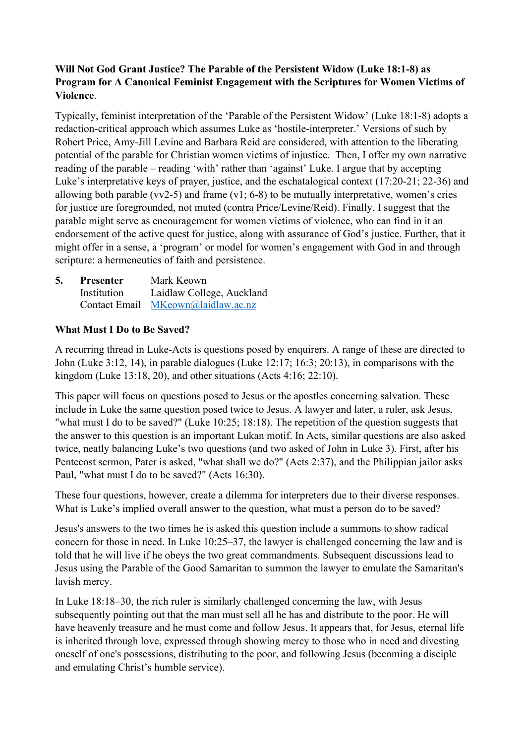**Will Not God Grant Justice? The Parable of the Persistent Widow (Luke 18:1-8) as Program for A Canonical Feminist Engagement with the Scriptures for Women Victims of Violence**.

Typically, feminist interpretation of the 'Parable of the Persistent Widow' (Luke 18:1-8) adopts a redaction-critical approach which assumes Luke as 'hostile-interpreter.' Versions of such by Robert Price, Amy-Jill Levine and Barbara Reid are considered, with attention to the liberating potential of the parable for Christian women victims of injustice. Then, I offer my own narrative reading of the parable – reading 'with' rather than 'against' Luke. I argue that by accepting Luke's interpretative keys of prayer, justice, and the eschatological context (17:20-21; 22-36) and allowing both parable (vv2-5) and frame (v1; 6-8) to be mutually interpretative, women's cries for justice are foregrounded, not muted (contra Price/Levine/Reid). Finally, I suggest that the parable might serve as encouragement for women victims of violence, who can find in it an endorsement of the active quest for justice, along with assurance of God's justice. Further, that it might offer in a sense, a 'program' or model for women's engagement with God in and through scripture: a hermeneutics of faith and persistence.

**5. Presenter** Mark Keown
Institution Laidlaw College, Auckland
Contact Email MKeown@laidlaw.ac.nz

**What Must I Do to Be Saved?**

A recurring thread in Luke-Acts is questions posed by enquirers. A range of these are directed to John (Luke 3:12, 14), in parable dialogues (Luke 12:17; 16:3; 20:13), in comparisons with the kingdom (Luke 13:18, 20), and other situations (Acts 4:16; 22:10).

This paper will focus on questions posed to Jesus or the apostles concerning salvation. These include in Luke the same question posed twice to Jesus. A lawyer and later, a ruler, ask Jesus, "what must I do to be saved?" (Luke 10:25; 18:18). The repetition of the question suggests that the answer to this question is an important Lukan motif. In Acts, similar questions are also asked twice, neatly balancing Luke's two questions (and two asked of John in Luke 3). First, after his Pentecost sermon, Pater is asked, "what shall we do?" (Acts 2:37), and the Philippian jailor asks Paul, "what must I do to be saved?" (Acts 16:30).

These four questions, however, create a dilemma for interpreters due to their diverse responses. What is Luke's implied overall answer to the question, what must a person do to be saved?

Jesus's answers to the two times he is asked this question include a summons to show radical concern for those in need. In Luke 10:25–37, the lawyer is challenged concerning the law and is told that he will live if he obeys the two great commandments. Subsequent discussions lead to Jesus using the Parable of the Good Samaritan to summon the lawyer to emulate the Samaritan's lavish mercy.

In Luke 18:18–30, the rich ruler is similarly challenged concerning the law, with Jesus subsequently pointing out that the man must sell all he has and distribute to the poor. He will have heavenly treasure and he must come and follow Jesus. It appears that, for Jesus, eternal life is inherited through love, expressed through showing mercy to those who in need and divesting oneself of one's possessions, distributing to the poor, and following Jesus (becoming a disciple and emulating Christ's humble service).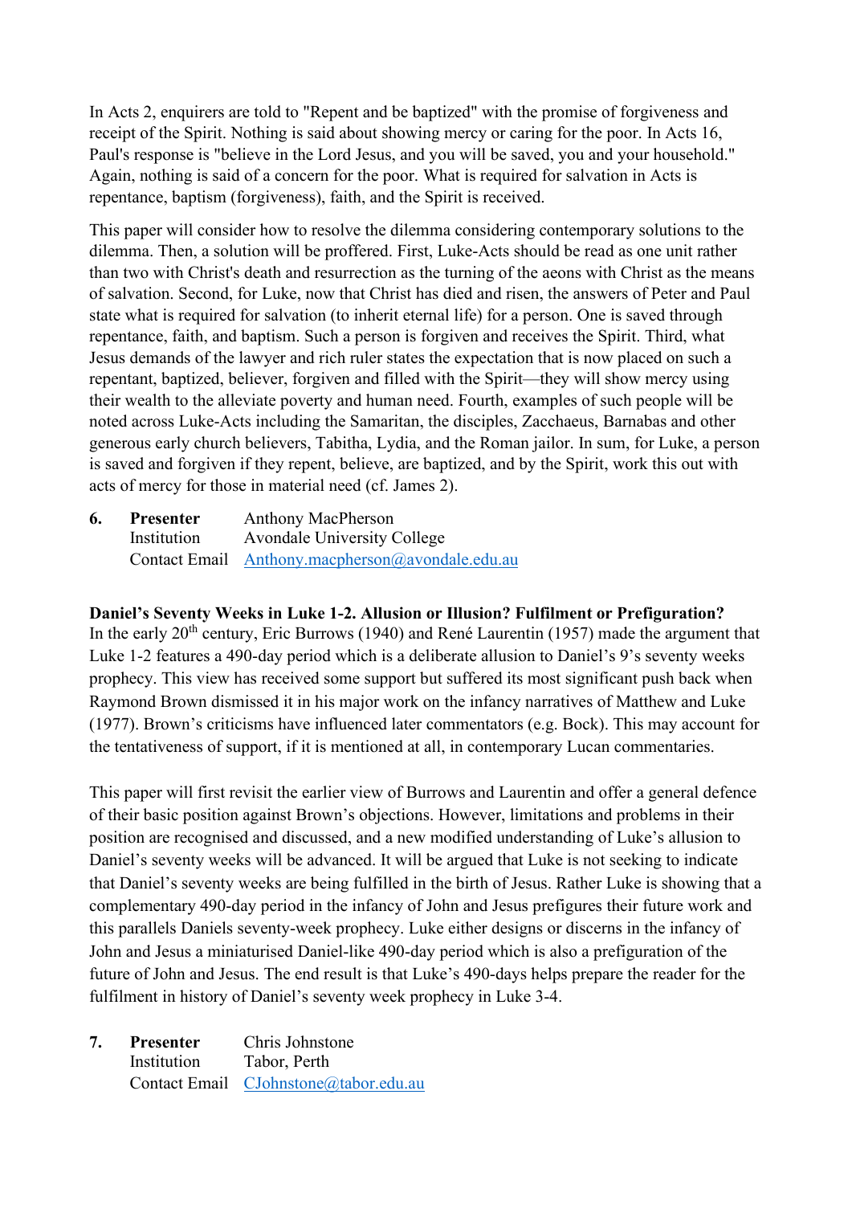In Acts 2, enquirers are told to "Repent and be baptized" with the promise of forgiveness and receipt of the Spirit. Nothing is said about showing mercy or caring for the poor. In Acts 16, Paul's response is "believe in the Lord Jesus, and you will be saved, you and your household." Again, nothing is said of a concern for the poor. What is required for salvation in Acts is repentance, baptism (forgiveness), faith, and the Spirit is received.

This paper will consider how to resolve the dilemma considering contemporary solutions to the dilemma. Then, a solution will be proffered. First, Luke-Acts should be read as one unit rather than two with Christ's death and resurrection as the turning of the aeons with Christ as the means of salvation. Second, for Luke, now that Christ has died and risen, the answers of Peter and Paul state what is required for salvation (to inherit eternal life) for a person. One is saved through repentance, faith, and baptism. Such a person is forgiven and receives the Spirit. Third, what Jesus demands of the lawyer and rich ruler states the expectation that is now placed on such a repentant, baptized, believer, forgiven and filled with the Spirit—they will show mercy using their wealth to the alleviate poverty and human need. Fourth, examples of such people will be noted across Luke-Acts including the Samaritan, the disciples, Zacchaeus, Barnabas and other generous early church believers, Tabitha, Lydia, and the Roman jailor. In sum, for Luke, a person is saved and forgiven if they repent, believe, are baptized, and by the Spirit, work this out with acts of mercy for those in material need (cf. James 2).

| | | |
|---|---|---|
| **6.** | **Presenter** | Anthony MacPherson |
| | Institution | Avondale University College |
| | Contact Email | Anthony.macpherson@avondale.edu.au |

**Daniel's Seventy Weeks in Luke 1-2. Allusion or Illusion? Fulfilment or Prefiguration?**
In the early 20th century, Eric Burrows (1940) and René Laurentin (1957) made the argument that Luke 1-2 features a 490-day period which is a deliberate allusion to Daniel's 9's seventy weeks prophecy. This view has received some support but suffered its most significant push back when Raymond Brown dismissed it in his major work on the infancy narratives of Matthew and Luke (1977). Brown's criticisms have influenced later commentators (e.g. Bock). This may account for the tentativeness of support, if it is mentioned at all, in contemporary Lucan commentaries.

This paper will first revisit the earlier view of Burrows and Laurentin and offer a general defence of their basic position against Brown's objections. However, limitations and problems in their position are recognised and discussed, and a new modified understanding of Luke's allusion to Daniel's seventy weeks will be advanced. It will be argued that Luke is not seeking to indicate that Daniel's seventy weeks are being fulfilled in the birth of Jesus. Rather Luke is showing that a complementary 490-day period in the infancy of John and Jesus prefigures their future work and this parallels Daniels seventy-week prophecy. Luke either designs or discerns in the infancy of John and Jesus a miniaturised Daniel-like 490-day period which is also a prefiguration of the future of John and Jesus. The end result is that Luke's 490-days helps prepare the reader for the fulfilment in history of Daniel's seventy week prophecy in Luke 3-4.

| | | |
|---|---|---|
| **7.** | **Presenter** | Chris Johnstone |
| | Institution | Tabor, Perth |
| | Contact Email | CJohnstone@tabor.edu.au |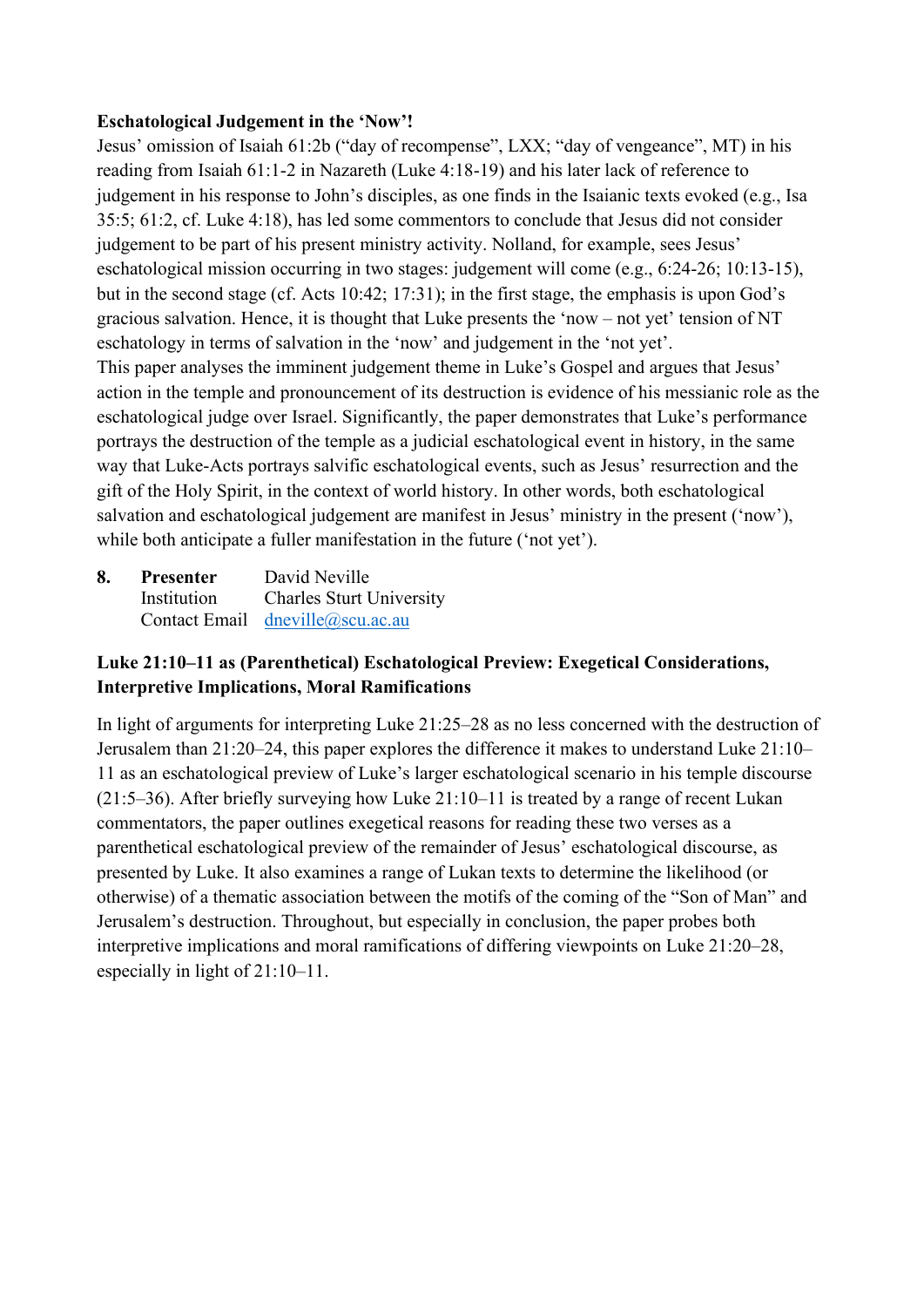**Eschatological Judgement in the 'Now'!**

Jesus' omission of Isaiah 61:2b ("day of recompense", LXX; "day of vengeance", MT) in his reading from Isaiah 61:1-2 in Nazareth (Luke 4:18-19) and his later lack of reference to judgement in his response to John's disciples, as one finds in the Isaianic texts evoked (e.g., Isa 35:5; 61:2, cf. Luke 4:18), has led some commentors to conclude that Jesus did not consider judgement to be part of his present ministry activity. Nolland, for example, sees Jesus' eschatological mission occurring in two stages: judgement will come (e.g., 6:24-26; 10:13-15), but in the second stage (cf. Acts 10:42; 17:31); in the first stage, the emphasis is upon God's gracious salvation. Hence, it is thought that Luke presents the 'now – not yet' tension of NT eschatology in terms of salvation in the 'now' and judgement in the 'not yet'.

This paper analyses the imminent judgement theme in Luke's Gospel and argues that Jesus' action in the temple and pronouncement of its destruction is evidence of his messianic role as the eschatological judge over Israel. Significantly, the paper demonstrates that Luke's performance portrays the destruction of the temple as a judicial eschatological event in history, in the same way that Luke-Acts portrays salvific eschatological events, such as Jesus' resurrection and the gift of the Holy Spirit, in the context of world history. In other words, both eschatological salvation and eschatological judgement are manifest in Jesus' ministry in the present ('now'), while both anticipate a fuller manifestation in the future ('not yet').

**8.** **Presenter** David Neville
Institution Charles Sturt University
Contact Email dneville@scu.ac.au

**Luke 21:10–11 as (Parenthetical) Eschatological Preview: Exegetical Considerations, Interpretive Implications, Moral Ramifications**

In light of arguments for interpreting Luke 21:25–28 as no less concerned with the destruction of Jerusalem than 21:20–24, this paper explores the difference it makes to understand Luke 21:10–11 as an eschatological preview of Luke's larger eschatological scenario in his temple discourse (21:5–36). After briefly surveying how Luke 21:10–11 is treated by a range of recent Lukan commentators, the paper outlines exegetical reasons for reading these two verses as a parenthetical eschatological preview of the remainder of Jesus' eschatological discourse, as presented by Luke. It also examines a range of Lukan texts to determine the likelihood (or otherwise) of a thematic association between the motifs of the coming of the "Son of Man" and Jerusalem's destruction. Throughout, but especially in conclusion, the paper probes both interpretive implications and moral ramifications of differing viewpoints on Luke 21:20–28, especially in light of 21:10–11.